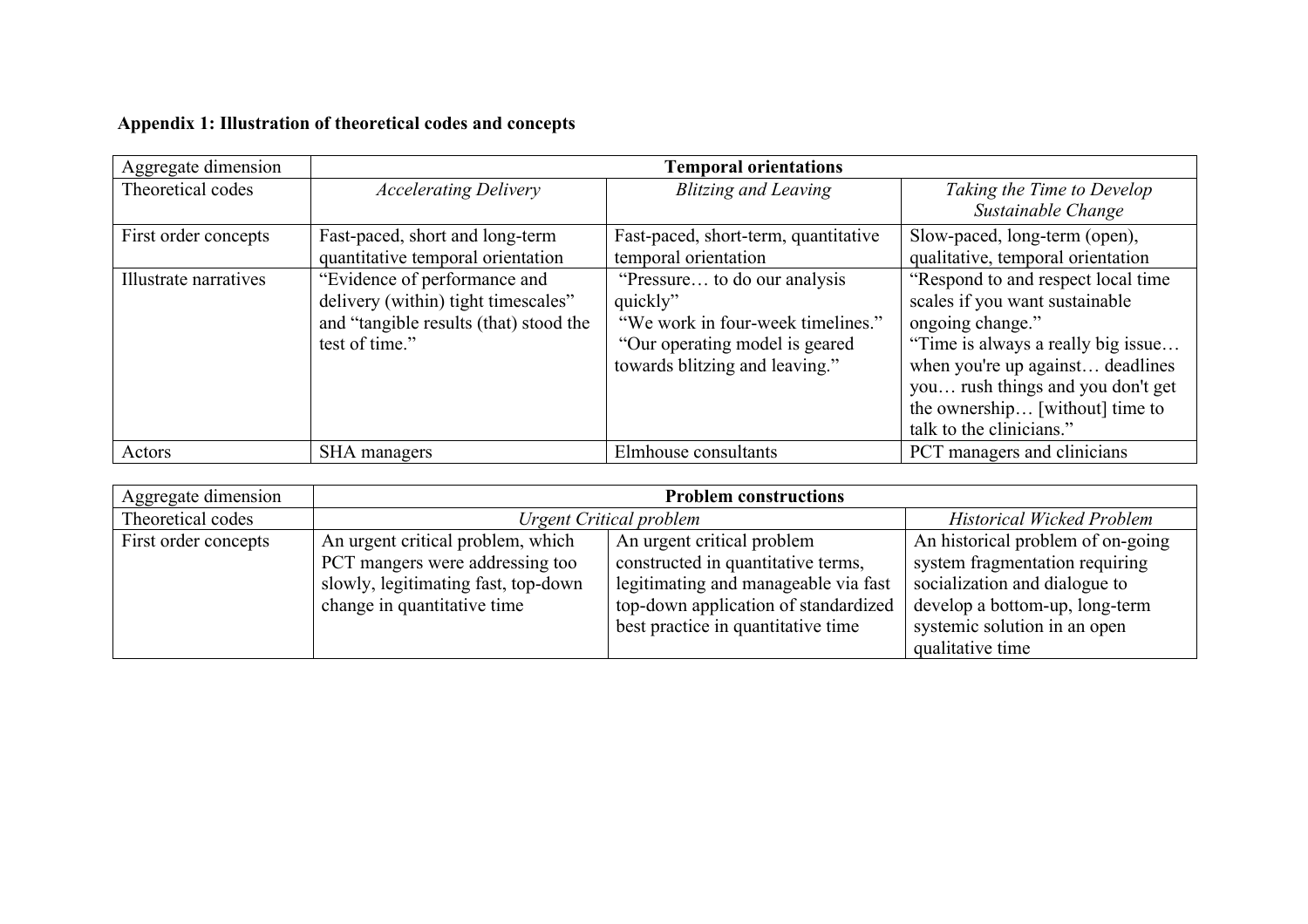**Appendix 1: Illustration of theoretical codes and concepts**

| Aggregate dimension | **Temporal orientations** | | |
|---|---|---|---|
| Theoretical codes | *Accelerating Delivery* | *Blitzing and Leaving* | *Taking the Time to Develop Sustainable Change* |
| First order concepts | Fast-paced, short and long-term quantitative temporal orientation | Fast-paced, short-term, quantitative temporal orientation | Slow-paced, long-term (open), qualitative, temporal orientation |
| Illustrate narratives | "Evidence of performance and delivery (within) tight timescales" and "tangible results (that) stood the test of time." | "Pressure… to do our analysis quickly" "We work in four-week timelines." "Our operating model is geared towards blitzing and leaving." | "Respond to and respect local time scales if you want sustainable ongoing change." "Time is always a really big issue… when you're up against… deadlines you… rush things and you don't get the ownership… [without] time to talk to the clinicians." |
| Actors | SHA managers | Elmhouse consultants | PCT managers and clinicians |

| Aggregate dimension | **Problem constructions** | | |
|---|---|---|---|
| Theoretical codes | *Urgent Critical problem* | | *Historical Wicked Problem* |
| First order concepts | An urgent critical problem, which PCT mangers were addressing too slowly, legitimating fast, top-down change in quantitative time | An urgent critical problem constructed in quantitative terms, legitimating and manageable via fast top-down application of standardized best practice in quantitative time | An historical problem of on-going system fragmentation requiring socialization and dialogue to develop a bottom-up, long-term systemic solution in an open qualitative time |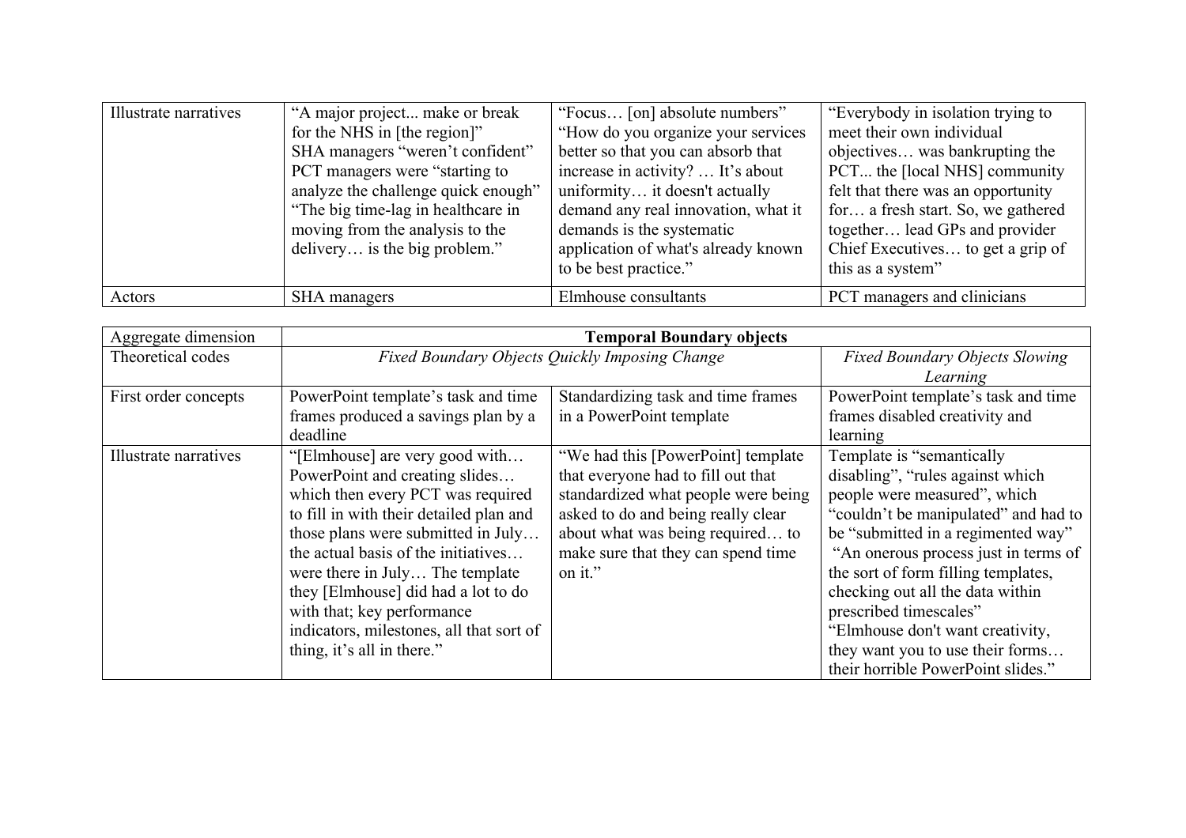| Illustrate narratives | "A major project... make or break for the NHS in [the region]" SHA managers "weren't confident" PCT managers were "starting to analyze the challenge quick enough" "The big time-lag in healthcare in moving from the analysis to the delivery… is the big problem." | "Focus… [on] absolute numbers" "How do you organize your services better so that you can absorb that increase in activity? … It's about uniformity… it doesn't actually demand any real innovation, what it demands is the systematic application of what's already known to be best practice." | "Everybody in isolation trying to meet their own individual objectives… was bankrupting the PCT... the [local NHS] community felt that there was an opportunity for… a fresh start. So, we gathered together… lead GPs and provider Chief Executives… to get a grip of this as a system" |
|---|---|---|---|
| Actors | SHA managers | Elmhouse consultants | PCT managers and clinicians |

| Aggregate dimension | **Temporal Boundary objects** | | |
|---|---|---|---|
| Theoretical codes | *Fixed Boundary Objects Quickly Imposing Change* | | *Fixed Boundary Objects Slowing Learning* |
| First order concepts | PowerPoint template's task and time frames produced a savings plan by a deadline | Standardizing task and time frames in a PowerPoint template | PowerPoint template's task and time frames disabled creativity and learning |
| Illustrate narratives | "[Elmhouse] are very good with… PowerPoint and creating slides… which then every PCT was required to fill in with their detailed plan and those plans were submitted in July… the actual basis of the initiatives… were there in July… The template they [Elmhouse] did had a lot to do with that; key performance indicators, milestones, all that sort of thing, it's all in there." | "We had this [PowerPoint] template that everyone had to fill out that standardized what people were being asked to do and being really clear about what was being required… to make sure that they can spend time on it." | Template is "semantically disabling", "rules against which people were measured", which "couldn't be manipulated" and had to be "submitted in a regimented way" "An onerous process just in terms of the sort of form filling templates, checking out all the data within prescribed timescales" "Elmhouse don't want creativity, they want you to use their forms… their horrible PowerPoint slides." |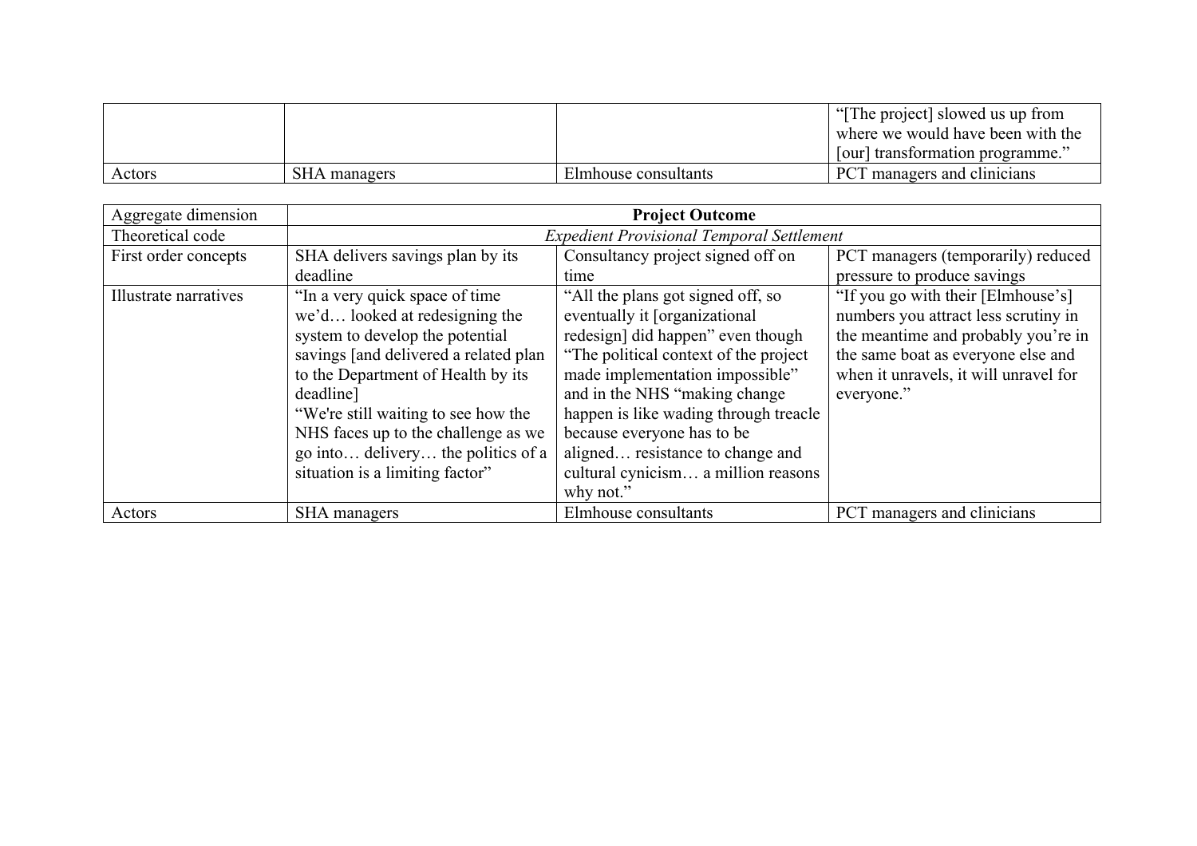| | | | |
|---|---|---|---|
| | | | "[The project] slowed us up from where we would have been with the [our] transformation programme." |
| Actors | SHA managers | Elmhouse consultants | PCT managers and clinicians |

| Aggregate dimension | **Project Outcome** | | |
|---|---|---|---|
| Theoretical code | *Expedient Provisional Temporal Settlement* | | |
| First order concepts | SHA delivers savings plan by its deadline | Consultancy project signed off on time | PCT managers (temporarily) reduced pressure to produce savings |
| Illustrate narratives | "In a very quick space of time we'd… looked at redesigning the system to develop the potential savings [and delivered a related plan to the Department of Health by its deadline] "We're still waiting to see how the NHS faces up to the challenge as we go into… delivery… the politics of a situation is a limiting factor" | "All the plans got signed off, so eventually it [organizational redesign] did happen" even though "The political context of the project made implementation impossible" and in the NHS "making change happen is like wading through treacle because everyone has to be aligned… resistance to change and cultural cynicism… a million reasons why not." | "If you go with their [Elmhouse's] numbers you attract less scrutiny in the meantime and probably you're in the same boat as everyone else and when it unravels, it will unravel for everyone." |
| Actors | SHA managers | Elmhouse consultants | PCT managers and clinicians |